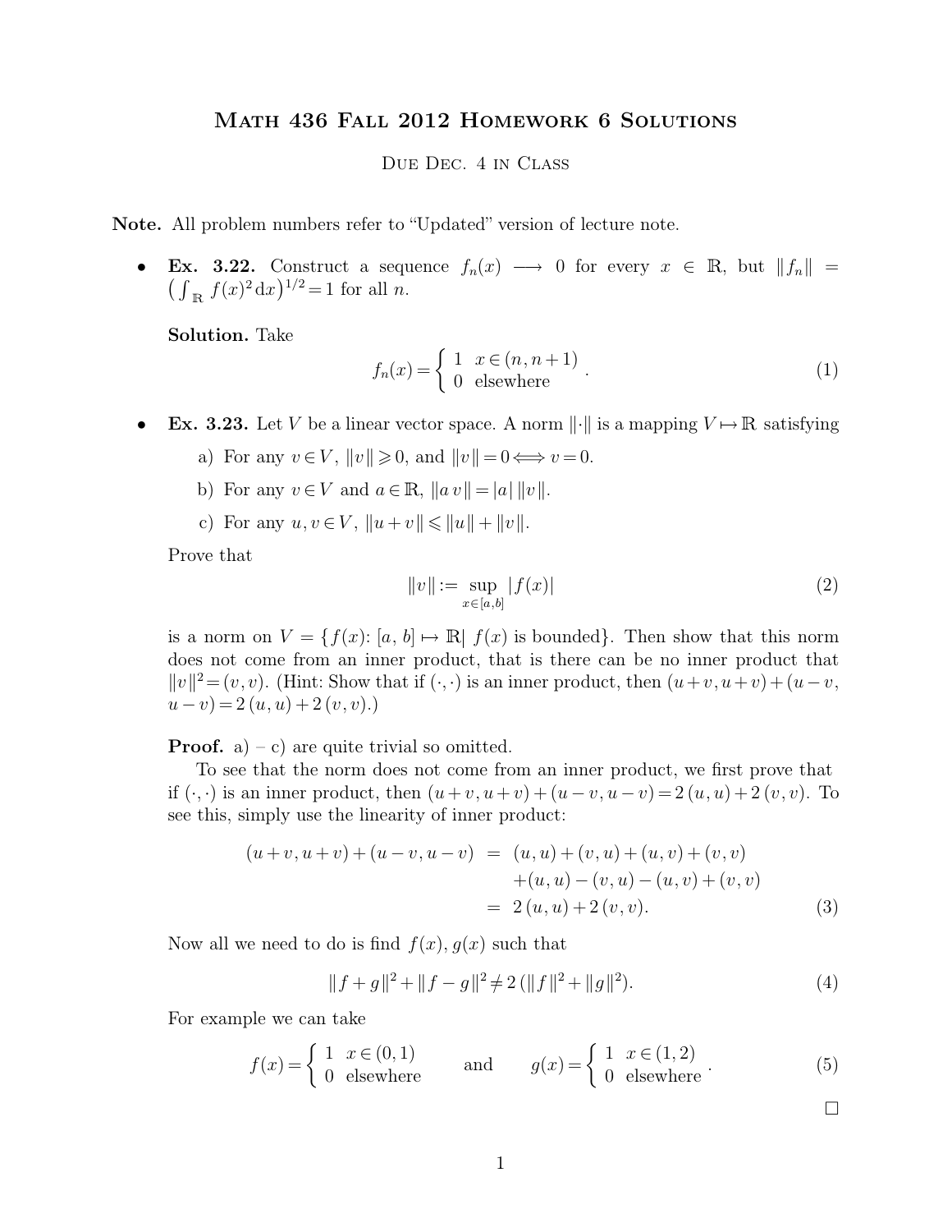# Math 436 Fall 2012 Homework 6 Solutions

Due Dec. 4 in Class

**Note.** All problem numbers refer to "Updated" version of lecture note.

- **Ex. 3.22.** Construct a sequence $f_n(x) \longrightarrow 0$ for every $x \in \mathbb{R}$, but $\|f_n\| = \left(\int_{\mathbb{R}} f(x)^2 \, \mathrm{d}x\right)^{1/2} = 1$ for all $n$.

  **Solution.** Take
  $$f_n(x) = \begin{cases} 1 & x \in (n, n+1) \\ 0 & \text{elsewhere} \end{cases}. \tag{1}$$

- **Ex. 3.23.** Let $V$ be a linear vector space. A norm $\|\cdot\|$ is a mapping $V \mapsto \mathbb{R}$ satisfying

  a) For any $v \in V$, $\|v\| \geqslant 0$, and $\|v\| = 0 \Longleftrightarrow v = 0$.

  b) For any $v \in V$ and $a \in \mathbb{R}$, $\|a\, v\| = |a| \, \|v\|$.

  c) For any $u, v \in V$, $\|u + v\| \leqslant \|u\| + \|v\|$.

  Prove that
  $$\|v\| := \sup_{x \in [a,b]} |f(x)| \tag{2}$$
  is a norm on $V = \{f(x) \colon [a, b] \mapsto \mathbb{R} | \ f(x) \text{ is bounded}\}$. Then show that this norm does not come from an inner product, that is there can be no inner product that $\|v\|^2 = (v, v)$. (Hint: Show that if $(\cdot, \cdot)$ is an inner product, then $(u + v, u + v) + (u - v, u - v) = 2\,(u, u) + 2\,(v, v)$.)

  **Proof.** a) – c) are quite trivial so omitted.

  To see that the norm does not come from an inner product, we first prove that if $(\cdot, \cdot)$ is an inner product, then $(u + v, u + v) + (u - v, u - v) = 2\,(u, u) + 2\,(v, v)$. To see this, simply use the linearity of inner product:
  $$\begin{aligned} (u + v, u + v) + (u - v, u - v) &= (u, u) + (v, u) + (u, v) + (v, v) \\ &\quad + (u, u) - (v, u) - (u, v) + (v, v) \\ &= 2\,(u, u) + 2\,(v, v). \end{aligned} \tag{3}$$
  Now all we need to do is find $f(x)$, $g(x)$ such that
  $$\|f + g\|^2 + \|f - g\|^2 \neq 2\,(\|f\|^2 + \|g\|^2). \tag{4}$$
  For example we can take
  $$f(x) = \begin{cases} 1 & x \in (0, 1) \\ 0 & \text{elsewhere} \end{cases} \quad \text{and} \quad g(x) = \begin{cases} 1 & x \in (1, 2) \\ 0 & \text{elsewhere} \end{cases}. \tag{5}$$

  □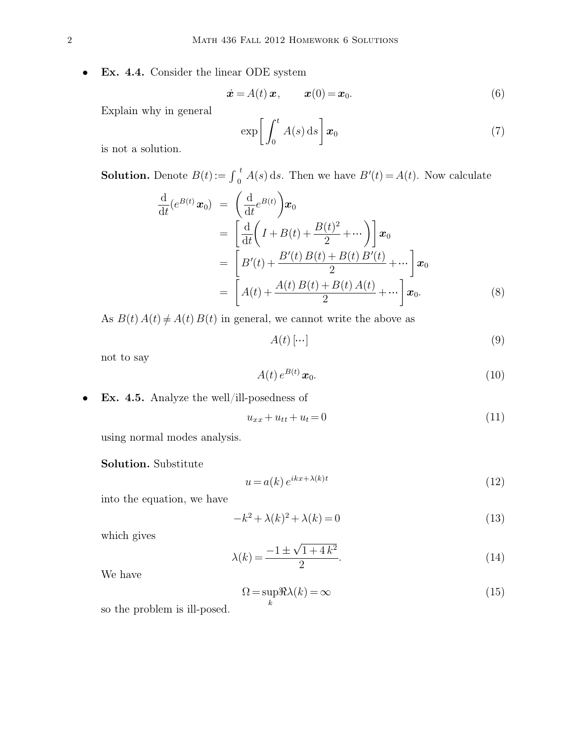- **Ex. 4.4.** Consider the linear ODE system

$$\dot{\boldsymbol{x}} = A(t)\,\boldsymbol{x}, \qquad \boldsymbol{x}(0) = \boldsymbol{x}_0. \tag{6}$$

Explain why in general

$$\exp\left[\int_0^t A(s)\,\mathrm{d}s\right]\boldsymbol{x}_0 \tag{7}$$

is not a solution.

**Solution.** Denote $B(t) := \int_0^t A(s)\,\mathrm{d}s$. Then we have $B'(t) = A(t)$. Now calculate

$$\begin{aligned}
\frac{\mathrm{d}}{\mathrm{d}t}(e^{B(t)}\,\boldsymbol{x}_0) &= \left(\frac{\mathrm{d}}{\mathrm{d}t}e^{B(t)}\right)\boldsymbol{x}_0 \\
&= \left[\frac{\mathrm{d}}{\mathrm{d}t}\left(I + B(t) + \frac{B(t)^2}{2} + \cdots\right)\right]\boldsymbol{x}_0 \\
&= \left[B'(t) + \frac{B'(t)\,B(t) + B(t)\,B'(t)}{2} + \cdots\right]\boldsymbol{x}_0 \\
&= \left[A(t) + \frac{A(t)\,B(t) + B(t)\,A(t)}{2} + \cdots\right]\boldsymbol{x}_0.
\end{aligned} \tag{8}$$

As $B(t)\,A(t) \neq A(t)\,B(t)$ in general, we cannot write the above as

$$A(t)\,[\cdots] \tag{9}$$

not to say

$$A(t)\,e^{B(t)}\,\boldsymbol{x}_0. \tag{10}$$

- **Ex. 4.5.** Analyze the well/ill-posedness of

$$u_{xx} + u_{tt} + u_t = 0 \tag{11}$$

using normal modes analysis.

**Solution.** Substitute

$$u = a(k)\,e^{ikx + \lambda(k)t} \tag{12}$$

into the equation, we have

$$-k^2 + \lambda(k)^2 + \lambda(k) = 0 \tag{13}$$

which gives

$$\lambda(k) = \frac{-1 \pm \sqrt{1 + 4\,k^2}}{2}. \tag{14}$$

We have

$$\Omega = \sup_k \Re\lambda(k) = \infty \tag{15}$$

so the problem is ill-posed.